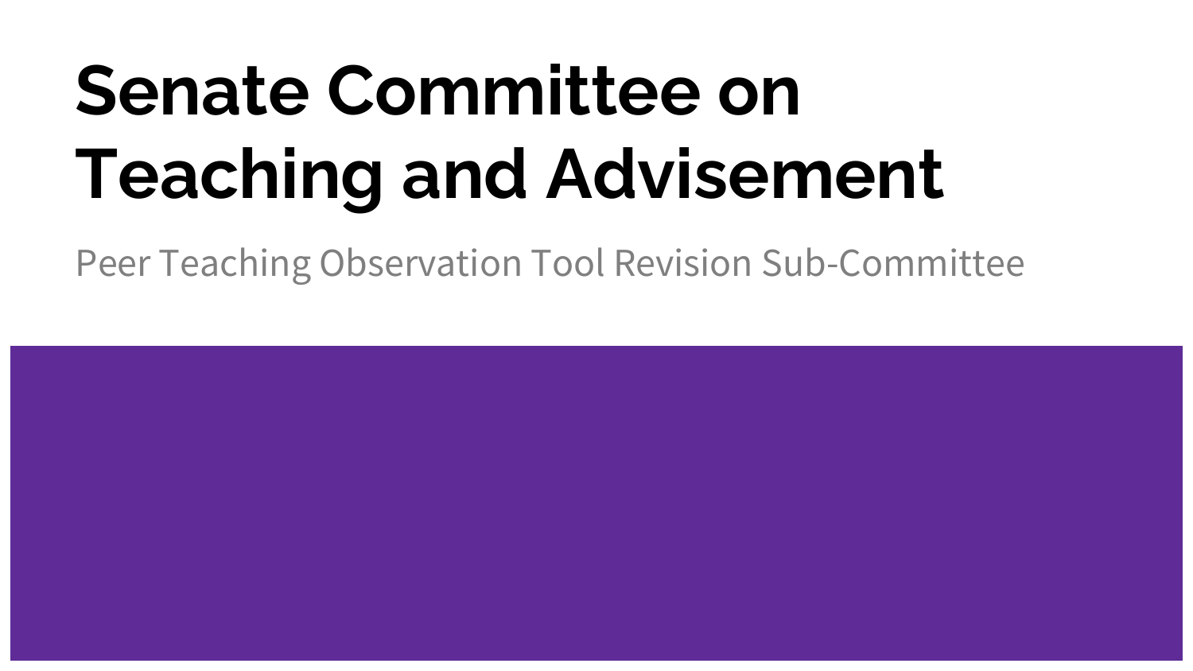# Senate Committee on Teaching and Advisement

Peer Teaching Observation Tool Revision Sub-Committee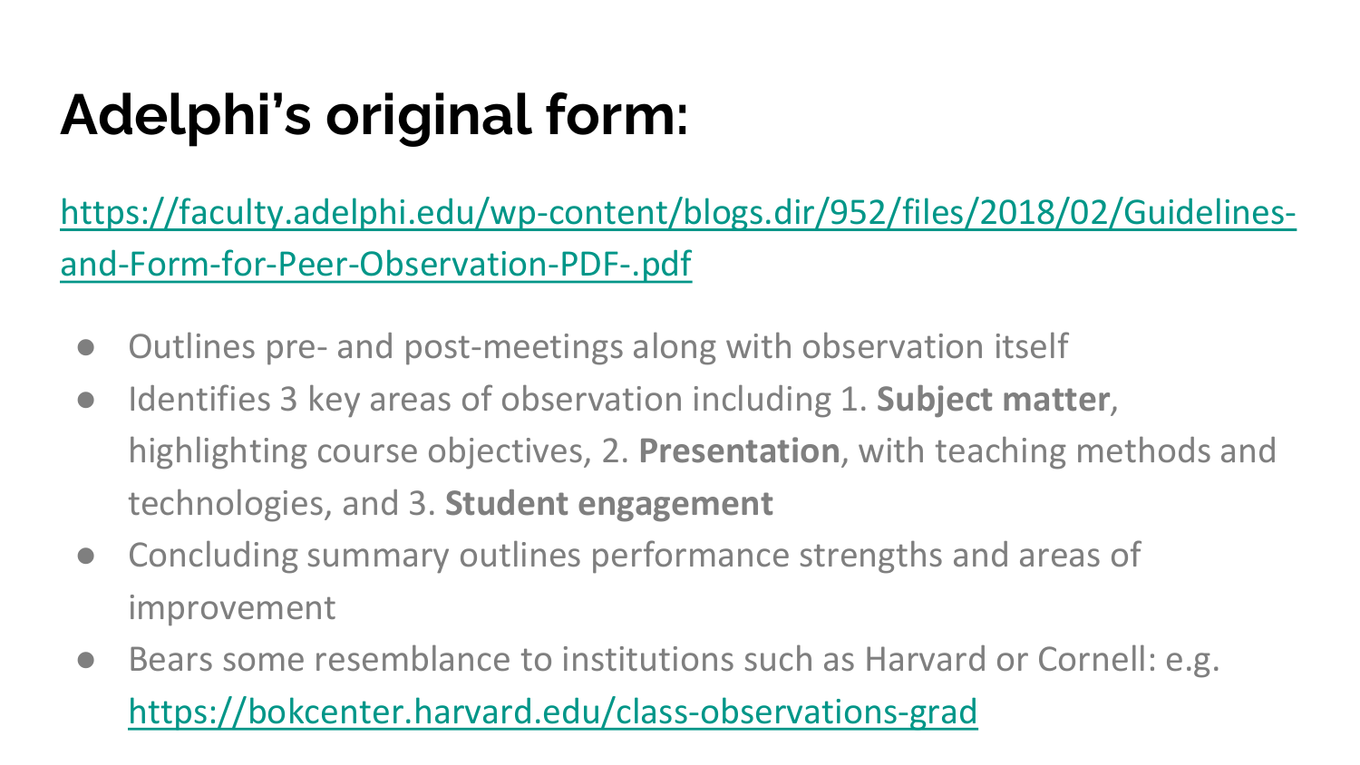# Adelphi's original form:

https://faculty.adelphi.edu/wp-content/blogs.dir/952/files/2018/02/Guidelines-and-Form-for-Peer-Observation-PDF-.pdf

- Outlines pre- and post-meetings along with observation itself
- Identifies 3 key areas of observation including 1. **Subject matter**, highlighting course objectives, 2. **Presentation**, with teaching methods and technologies, and 3. **Student engagement**
- Concluding summary outlines performance strengths and areas of improvement
- Bears some resemblance to institutions such as Harvard or Cornell: e.g. https://bokcenter.harvard.edu/class-observations-grad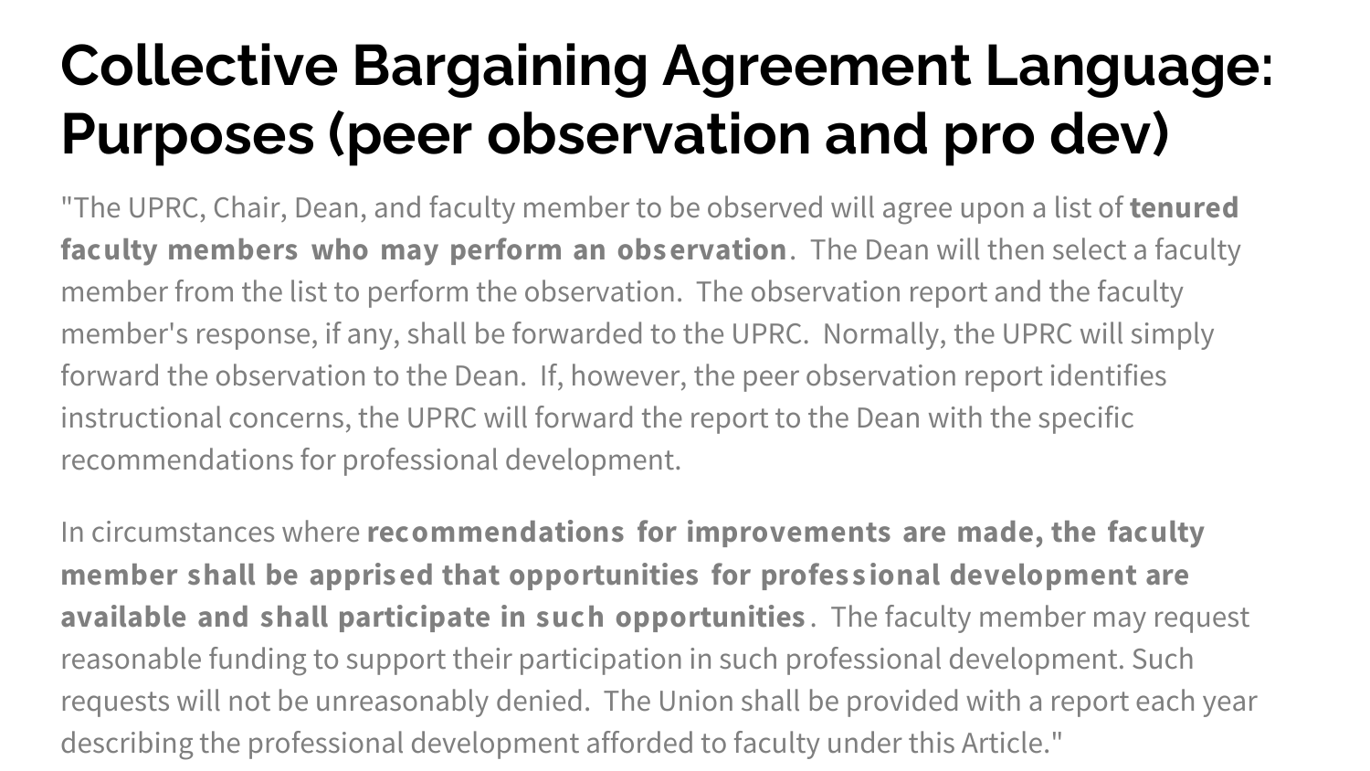# Collective Bargaining Agreement Language: Purposes (peer observation and pro dev)

"The UPRC, Chair, Dean, and faculty member to be observed will agree upon a list of **tenured faculty members who may perform an observation**. The Dean will then select a faculty member from the list to perform the observation. The observation report and the faculty member's response, if any, shall be forwarded to the UPRC. Normally, the UPRC will simply forward the observation to the Dean. If, however, the peer observation report identifies instructional concerns, the UPRC will forward the report to the Dean with the specific recommendations for professional development.

In circumstances where **recommendations for improvements are made, the faculty member shall be apprised that opportunities for professional development are available and shall participate in such opportunities**. The faculty member may request reasonable funding to support their participation in such professional development. Such requests will not be unreasonably denied. The Union shall be provided with a report each year describing the professional development afforded to faculty under this Article."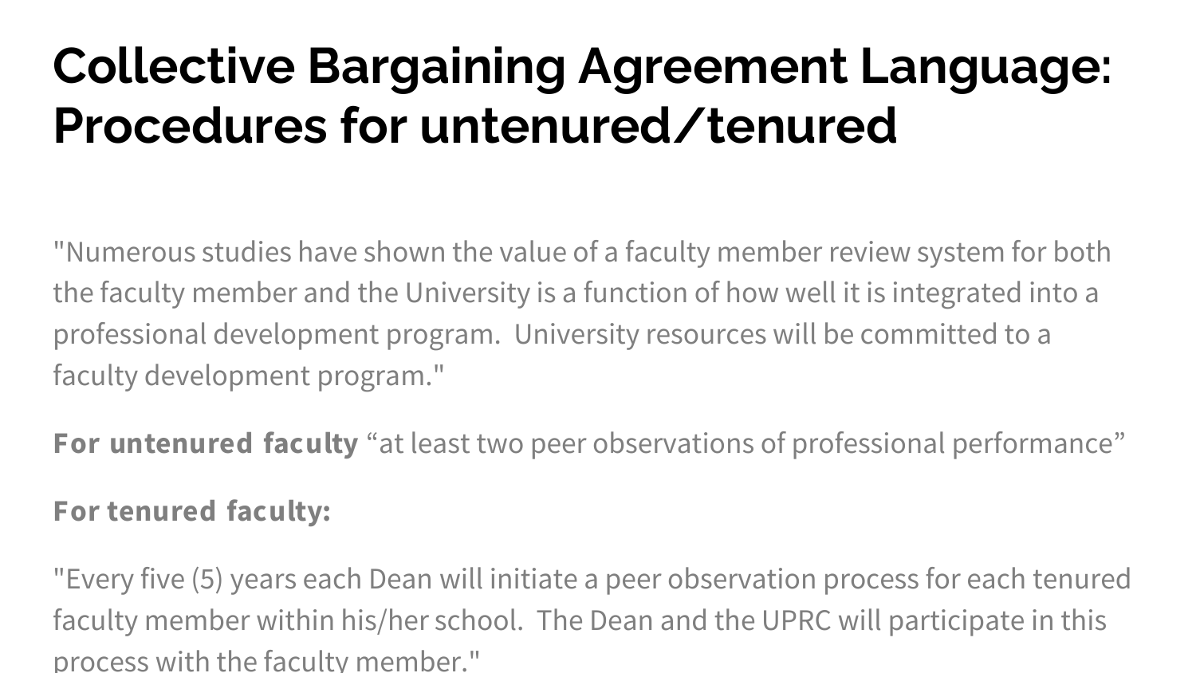# Collective Bargaining Agreement Language: Procedures for untenured/tenured

"Numerous studies have shown the value of a faculty member review system for both the faculty member and the University is a function of how well it is integrated into a professional development program.  University resources will be committed to a faculty development program."

**For untenured faculty** “at least two peer observations of professional performance”

**For tenured faculty:**

"Every five (5) years each Dean will initiate a peer observation process for each tenured faculty member within his/her school.  The Dean and the UPRC will participate in this process with the faculty member."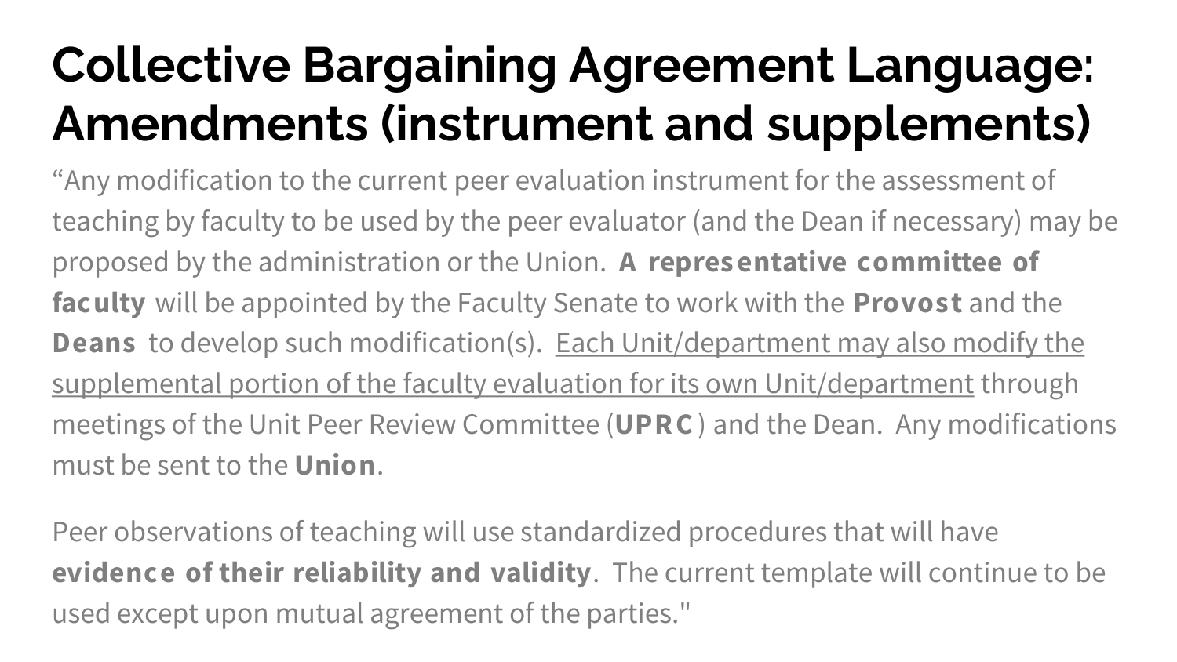# Collective Bargaining Agreement Language: Amendments (instrument and supplements)

“Any modification to the current peer evaluation instrument for the assessment of teaching by faculty to be used by the peer evaluator (and the Dean if necessary) may be proposed by the administration or the Union. **A representative committee of faculty** will be appointed by the Faculty Senate to work with the **Provost** and the **Deans** to develop such modification(s). <u>Each Unit/department may also modify the supplemental portion of the faculty evaluation for its own Unit/department</u> through meetings of the Unit Peer Review Committee (**UPRC**) and the Dean. Any modifications must be sent to the **Union**.

Peer observations of teaching will use standardized procedures that will have **evidence of their reliability and validity**. The current template will continue to be used except upon mutual agreement of the parties."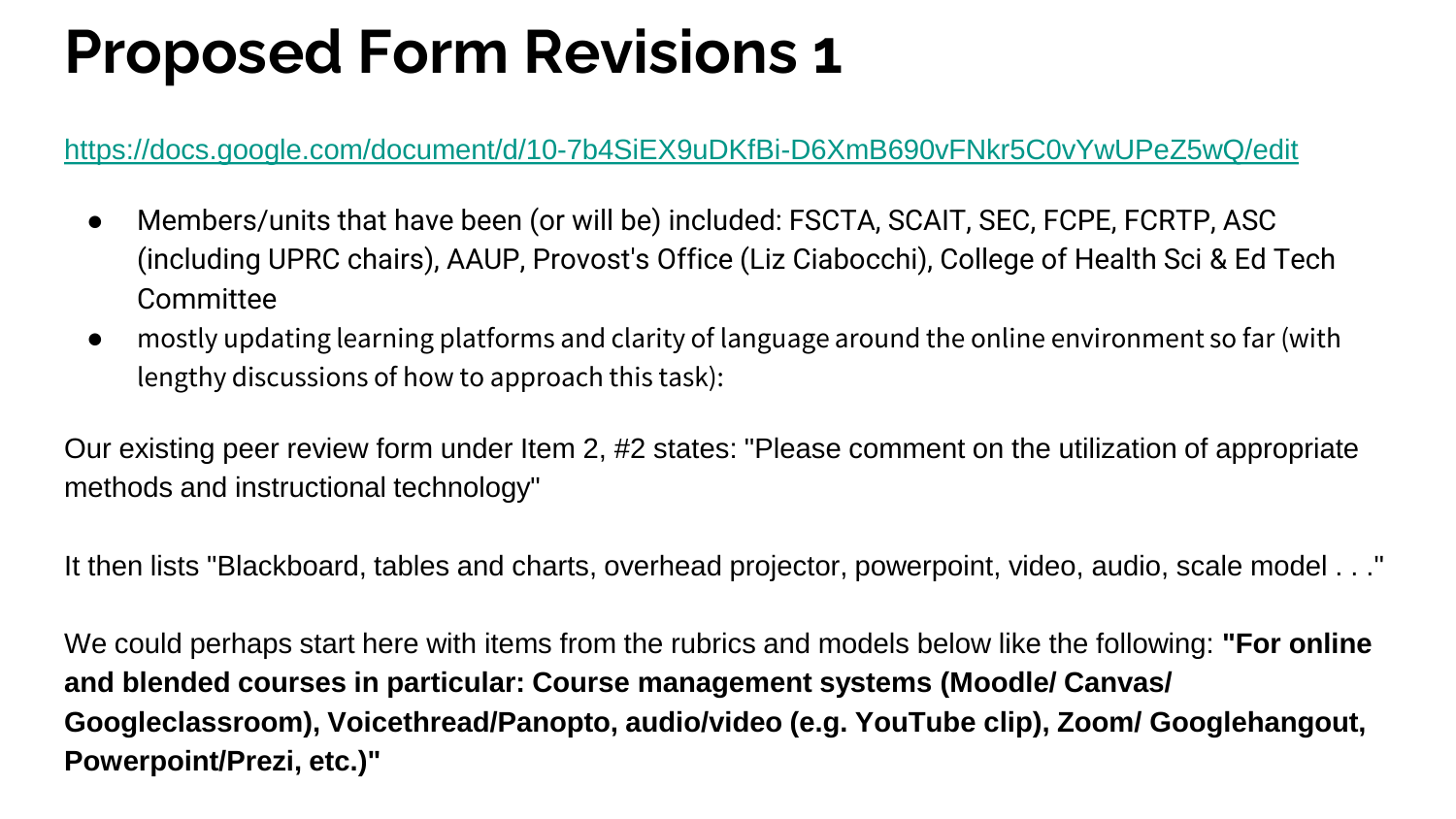# Proposed Form Revisions 1

https://docs.google.com/document/d/10-7b4SiEX9uDKfBi-D6XmB690vFNkr5C0vYwUPeZ5wQ/edit

- Members/units that have been (or will be) included: FSCTA, SCAIT, SEC, FCPE, FCRTP, ASC (including UPRC chairs), AAUP, Provost's Office (Liz Ciabocchi), College of Health Sci & Ed Tech Committee
- mostly updating learning platforms and clarity of language around the online environment so far (with lengthy discussions of how to approach this task):

Our existing peer review form under Item 2, #2 states: "Please comment on the utilization of appropriate methods and instructional technology"

It then lists "Blackboard, tables and charts, overhead projector, powerpoint, video, audio, scale model . . ."

We could perhaps start here with items from the rubrics and models below like the following: **"For online and blended courses in particular: Course management systems (Moodle/ Canvas/ Googleclassroom), Voicethread/Panopto, audio/video (e.g. YouTube clip), Zoom/ Googlehangout, Powerpoint/Prezi, etc.)"**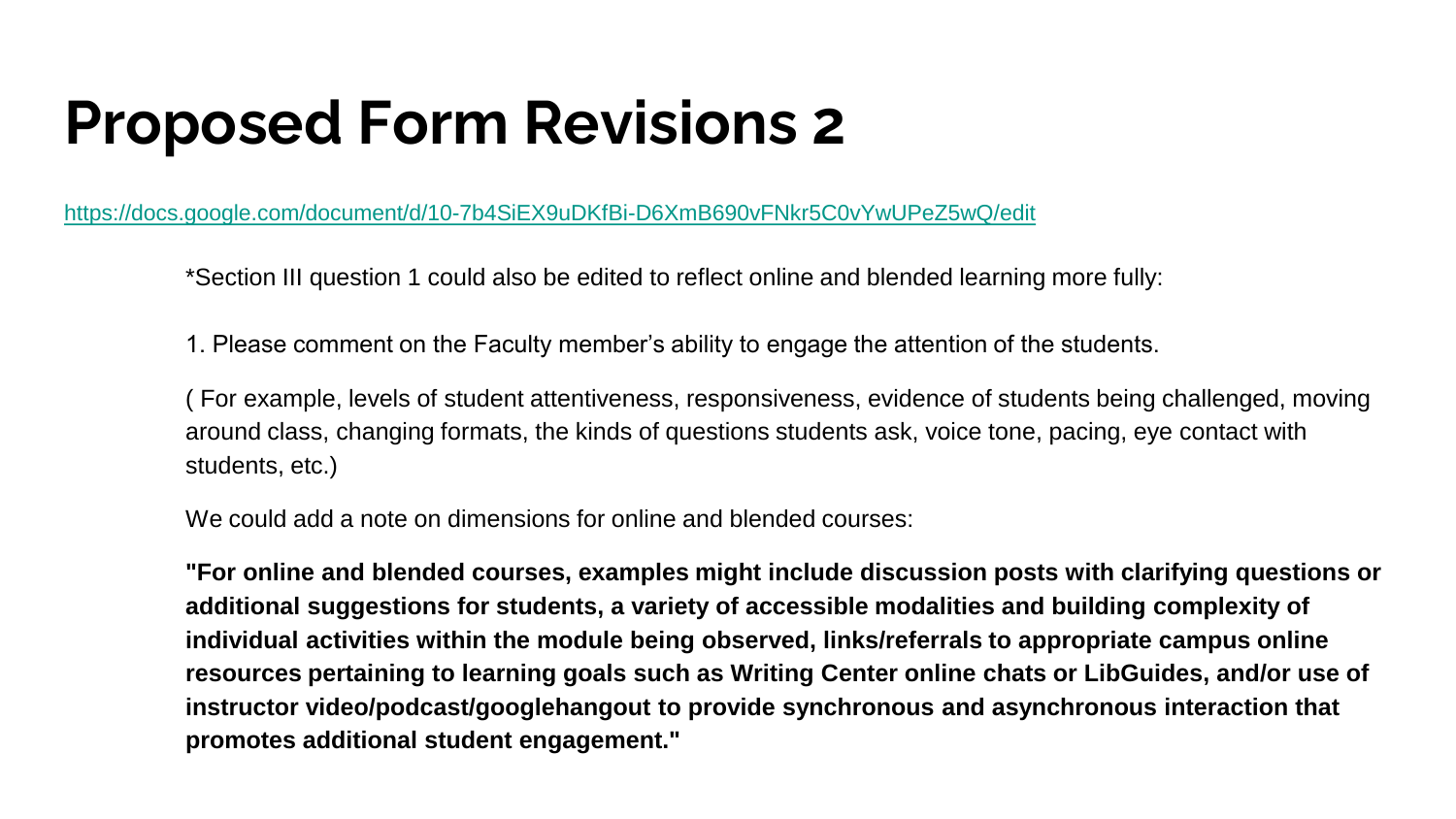# Proposed Form Revisions 2

https://docs.google.com/document/d/10-7b4SiEX9uDKfBi-D6XmB690vFNkr5C0vYwUPeZ5wQ/edit

*Section III question 1 could also be edited to reflect online and blended learning more fully:

1. Please comment on the Faculty member's ability to engage the attention of the students.

( For example, levels of student attentiveness, responsiveness, evidence of students being challenged, moving around class, changing formats, the kinds of questions students ask, voice tone, pacing, eye contact with students, etc.)

We could add a note on dimensions for online and blended courses:

**"For online and blended courses, examples might include discussion posts with clarifying questions or additional suggestions for students, a variety of accessible modalities and building complexity of individual activities within the module being observed, links/referrals to appropriate campus online resources pertaining to learning goals such as Writing Center online chats or LibGuides, and/or use of instructor video/podcast/googlehangout to provide synchronous and asynchronous interaction that promotes additional student engagement."**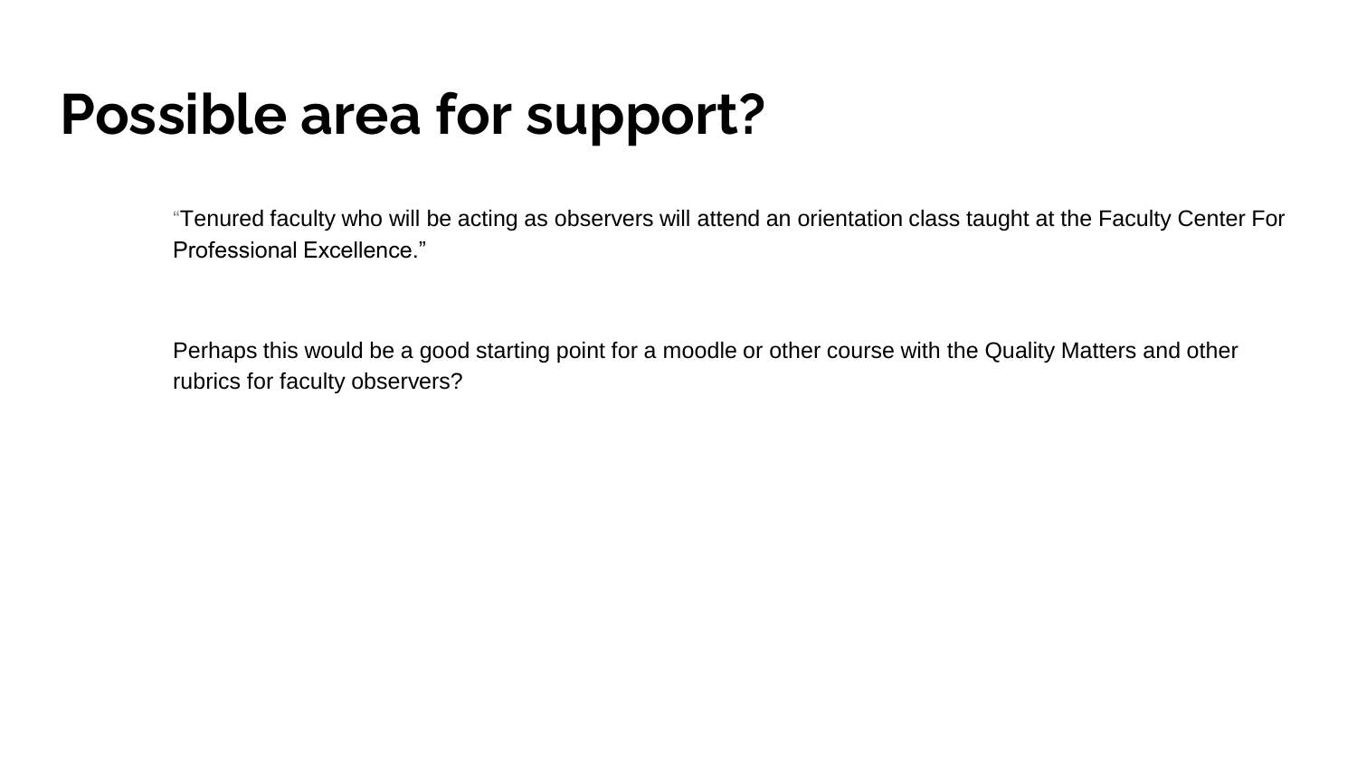# Possible area for support?

"Tenured faculty who will be acting as observers will attend an orientation class taught at the Faculty Center For Professional Excellence."

Perhaps this would be a good starting point for a moodle or other course with the Quality Matters and other rubrics for faculty observers?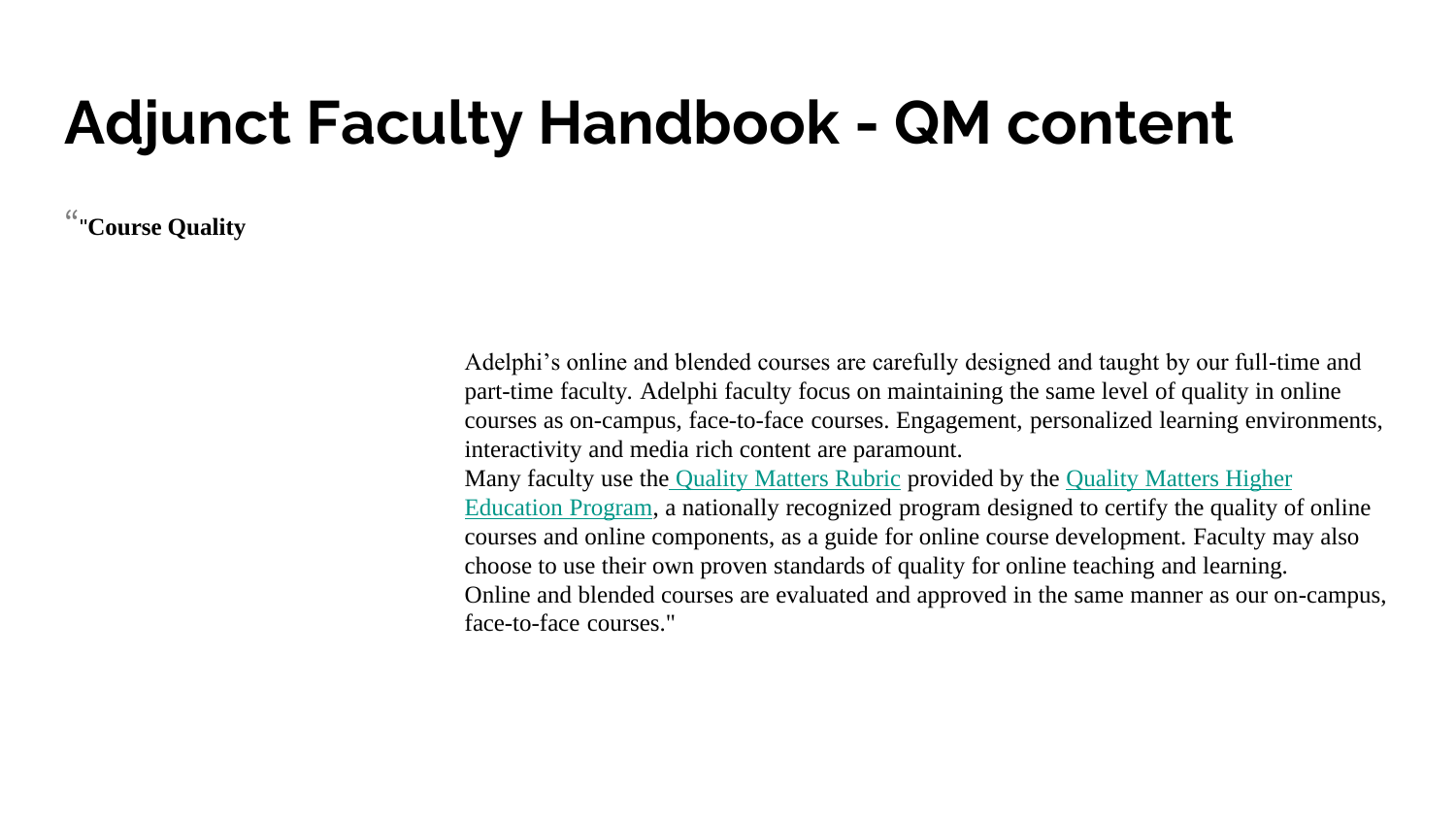# Adjunct Faculty Handbook - QM content

“"**Course Quality**

Adelphi’s online and blended courses are carefully designed and taught by our full-time and part-time faculty. Adelphi faculty focus on maintaining the same level of quality in online courses as on-campus, face-to-face courses. Engagement, personalized learning environments, interactivity and media rich content are paramount.

Many faculty use the Quality Matters Rubric provided by the Quality Matters Higher Education Program, a nationally recognized program designed to certify the quality of online courses and online components, as a guide for online course development. Faculty may also choose to use their own proven standards of quality for online teaching and learning.

Online and blended courses are evaluated and approved in the same manner as our on-campus, face-to-face courses."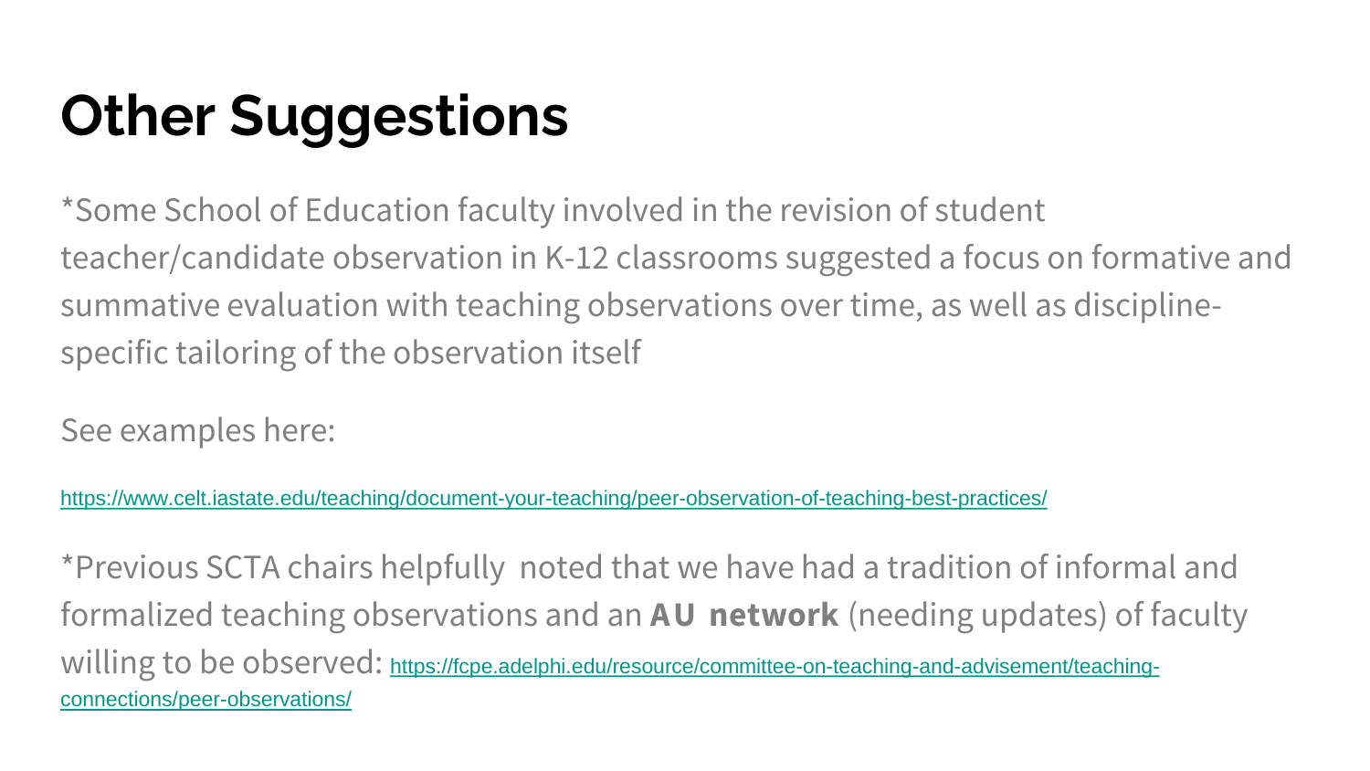# Other Suggestions

*Some School of Education faculty involved in the revision of student teacher/candidate observation in K-12 classrooms suggested a focus on formative and summative evaluation with teaching observations over time, as well as discipline-specific tailoring of the observation itself

See examples here:

https://www.celt.iastate.edu/teaching/document-your-teaching/peer-observation-of-teaching-best-practices/

*Previous SCTA chairs helpfully noted that we have had a tradition of informal and formalized teaching observations and an **AU network** (needing updates) of faculty willing to be observed: https://fcpe.adelphi.edu/resource/committee-on-teaching-and-advisement/teaching-connections/peer-observations/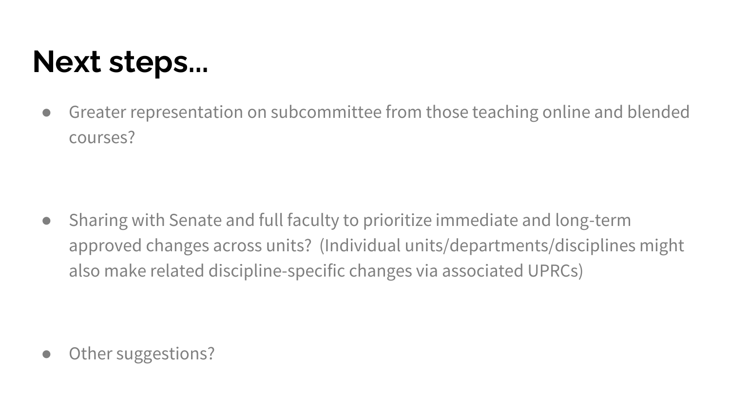# Next steps...

- Greater representation on subcommittee from those teaching online and blended courses?

- Sharing with Senate and full faculty to prioritize immediate and long-term approved changes across units? (Individual units/departments/disciplines might also make related discipline-specific changes via associated UPRCs)

- Other suggestions?